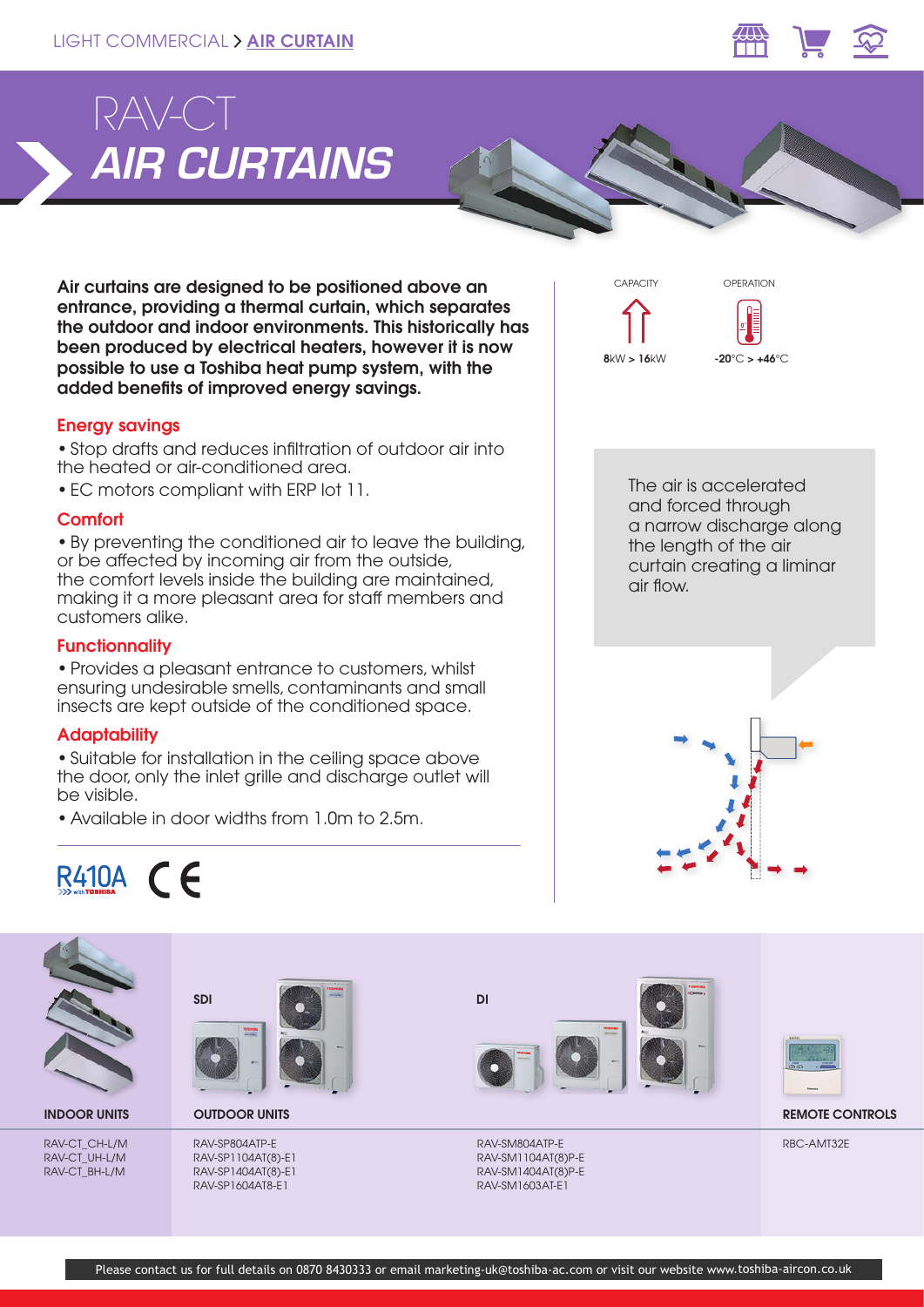LIGHT COMMERCIAL > AIR CURTAIN

# RAV-CT
# *AIR CURTAINS*

**Air curtains are designed to be positioned above an entrance, providing a thermal curtain, which separates the outdoor and indoor environments. This historically has been produced by electrical heaters, however it is now possible to use a Toshiba heat pump system, with the added benefits of improved energy savings.**

CAPACITY: **8**kW > **16**kW

OPERATION: **-20**°C > **+46**°C

### Energy savings

- Stop drafts and reduces infiltration of outdoor air into the heated or air-conditioned area.
- EC motors compliant with ERP lot 11.

### Comfort

- By preventing the conditioned air to leave the building, or be affected by incoming air from the outside, the comfort levels inside the building are maintained, making it a more pleasant area for staff members and customers alike.

### Functionnality

- Provides a pleasant entrance to customers, whilst ensuring undesirable smells, contaminants and small insects are kept outside of the conditioned space.

### Adaptability

- Suitable for installation in the ceiling space above the door, only the inlet grille and discharge outlet will be visible.
- Available in door widths from 1.0m to 2.5m.

The air is accelerated and forced through a narrow discharge along the length of the air curtain creating a liminar air flow.

R410A with TOSHIBA CE

| INDOOR UNITS | OUTDOOR UNITS – SDI | OUTDOOR UNITS – DI | REMOTE CONTROLS |
|---|---|---|---|
| RAV-CT_CH-L/M | RAV-SP804ATP-E | RAV-SM804ATP-E | RBC-AMT32E |
| RAV-CT_UH-L/M | RAV-SP1104AT(8)-E1 | RAV-SM1104AT(8)P-E | |
| RAV-CT_BH-L/M | RAV-SP1404AT(8)-E1 | RAV-SM1404AT(8)P-E | |
| | RAV-SP1604AT8-E1 | RAV-SM1603AT-E1 | |

Please contact us for full details on 0870 8430333 or email marketing-uk@toshiba-ac.com or visit our website www.toshiba-aircon.co.uk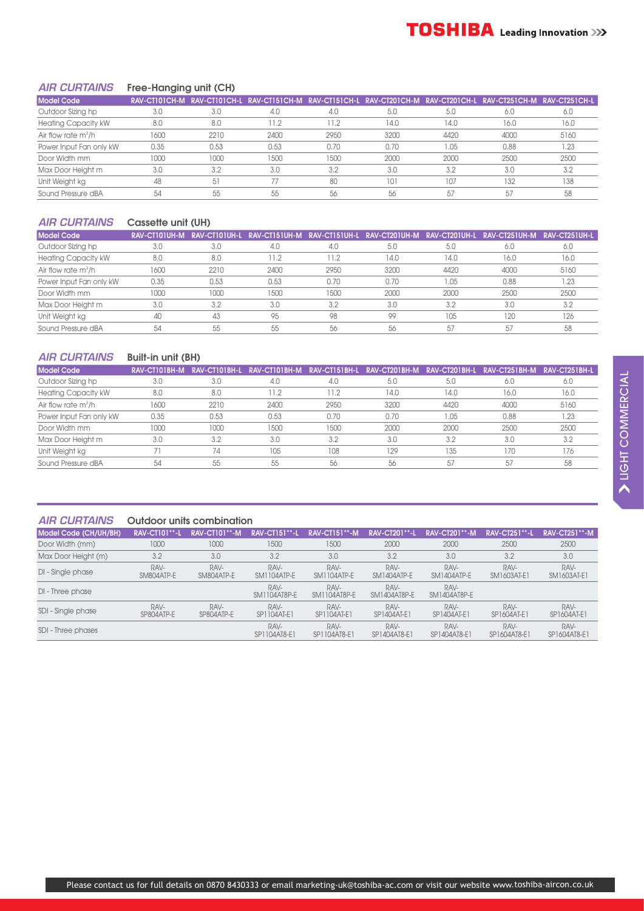## *AIR CURTAINS* Free-Hanging unit (CH)

| Model Code | RAV-CT101CH-M | RAV-CT101CH-L | RAV-CT151CH-M | RAV-CT151CH-L | RAV-CT201CH-M | RAV-CT201CH-L | RAV-CT251CH-M | RAV-CT251CH-L |
|---|---|---|---|---|---|---|---|---|
| Outdoor Sizing hp | 3.0 | 3.0 | 4.0 | 4.0 | 5.0 | 5.0 | 6.0 | 6.0 |
| Heating Capacity kW | 8.0 | 8.0 | 11.2 | 11.2 | 14.0 | 14.0 | 16.0 | 16.0 |
| Air flow rate $m^3$/h | 1600 | 2210 | 2400 | 2950 | 3200 | 4420 | 4000 | 5160 |
| Power Input Fan only kW | 0.35 | 0.53 | 0.53 | 0.70 | 0.70 | 1.05 | 0.88 | 1.23 |
| Door Width mm | 1000 | 1000 | 1500 | 1500 | 2000 | 2000 | 2500 | 2500 |
| Max Door Height m | 3.0 | 3.2 | 3.0 | 3.2 | 3.0 | 3.2 | 3.0 | 3.2 |
| Unit Weight kg | 48 | 51 | 77 | 80 | 101 | 107 | 132 | 138 |
| Sound Pressure dBA | 54 | 55 | 55 | 56 | 56 | 57 | 57 | 58 |

## *AIR CURTAINS* Cassette unit (UH)

| Model Code | RAV-CT101UH-M | RAV-CT101UH-L | RAV-CT151UH-M | RAV-CT151UH-L | RAV-CT201UH-M | RAV-CT201UH-L | RAV-CT251UH-M | RAV-CT251UH-L |
|---|---|---|---|---|---|---|---|---|
| Outdoor Sizing hp | 3.0 | 3.0 | 4.0 | 4.0 | 5.0 | 5.0 | 6.0 | 6.0 |
| Heating Capacity kW | 8.0 | 8.0 | 11.2 | 11.2 | 14.0 | 14.0 | 16.0 | 16.0 |
| Air flow rate $m^3$/h | 1600 | 2210 | 2400 | 2950 | 3200 | 4420 | 4000 | 5160 |
| Power Input Fan only kW | 0.35 | 0.53 | 0.53 | 0.70 | 0.70 | 1.05 | 0.88 | 1.23 |
| Door Width mm | 1000 | 1000 | 1500 | 1500 | 2000 | 2000 | 2500 | 2500 |
| Max Door Height m | 3.0 | 3.2 | 3.0 | 3.2 | 3.0 | 3.2 | 3.0 | 3.2 |
| Unit Weight kg | 40 | 43 | 95 | 98 | 99 | 105 | 120 | 126 |
| Sound Pressure dBA | 54 | 55 | 55 | 56 | 56 | 57 | 57 | 58 |

## *AIR CURTAINS* Built-in unit (BH)

| Model Code | RAV-CT101BH-M | RAV-CT101BH-L | RAV-CT101BH-M | RAV-CT151BH-L | RAV-CT201BH-M | RAV-CT201BH-L | RAV-CT251BH-M | RAV-CT251BH-L |
|---|---|---|---|---|---|---|---|---|
| Outdoor Sizing hp | 3.0 | 3.0 | 4.0 | 4.0 | 5.0 | 5.0 | 6.0 | 6.0 |
| Heating Capacity kW | 8.0 | 8.0 | 11.2 | 11.2 | 14.0 | 14.0 | 16.0 | 16.0 |
| Air flow rate $m^3$/h | 1600 | 2210 | 2400 | 2950 | 3200 | 4420 | 4000 | 5160 |
| Power Input Fan only kW | 0.35 | 0.53 | 0.53 | 0.70 | 0.70 | 1.05 | 0.88 | 1.23 |
| Door Width mm | 1000 | 1000 | 1500 | 1500 | 2000 | 2000 | 2500 | 2500 |
| Max Door Height m | 3.0 | 3.2 | 3.0 | 3.2 | 3.0 | 3.2 | 3.0 | 3.2 |
| Unit Weight kg | 71 | 74 | 105 | 108 | 129 | 135 | 170 | 176 |
| Sound Pressure dBA | 54 | 55 | 55 | 56 | 56 | 57 | 57 | 58 |

## *AIR CURTAINS* Outdoor units combination

| Model Code (CH/UH/BH) | RAV-CT101**-L | RAV-CT101**-M | RAV-CT151**-L | RAV-CT151**-M | RAV-CT201**-L | RAV-CT201**-M | RAV-CT251**-L | RAV-CT251**-M |
|---|---|---|---|---|---|---|---|---|
| Door Width (mm) | 1000 | 1000 | 1500 | 1500 | 2000 | 2000 | 2500 | 2500 |
| Max Door Height (m) | 3.2 | 3.0 | 3.2 | 3.0 | 3.2 | 3.0 | 3.2 | 3.0 |
| DI - Single phase | RAV-SM804ATP-E | RAV-SM804ATP-E | RAV-SM1104ATP-E | RAV-SM1104ATP-E | RAV-SM1404ATP-E | RAV-SM1404ATP-E | RAV-SM1603AT-E1 | RAV-SM1603AT-E1 |
| DI - Three phase | | | RAV-SM1104AT8P-E | RAV-SM1104AT8P-E | RAV-SM1404AT8P-E | RAV-SM1404AT8P-E | | |
| SDI - Single phase | RAV-SP804ATP-E | RAV-SP804ATP-E | RAV-SP1104AT-E1 | RAV-SP1104AT-E1 | RAV-SP1404AT-E1 | RAV-SP1404AT-E1 | RAV-SP1604AT-E1 | RAV-SP1604AT-E1 |
| SDI - Three phases | | | RAV-SP1104AT8-E1 | RAV-SP1104AT8-E1 | RAV-SP1404AT8-E1 | RAV-SP1404AT8-E1 | RAV-SP1604AT8-E1 | RAV-SP1604AT8-E1 |

Please contact us for full details on 0870 8430333 or email marketing-uk@toshiba-ac.com or visit our website www.toshiba-aircon.co.uk